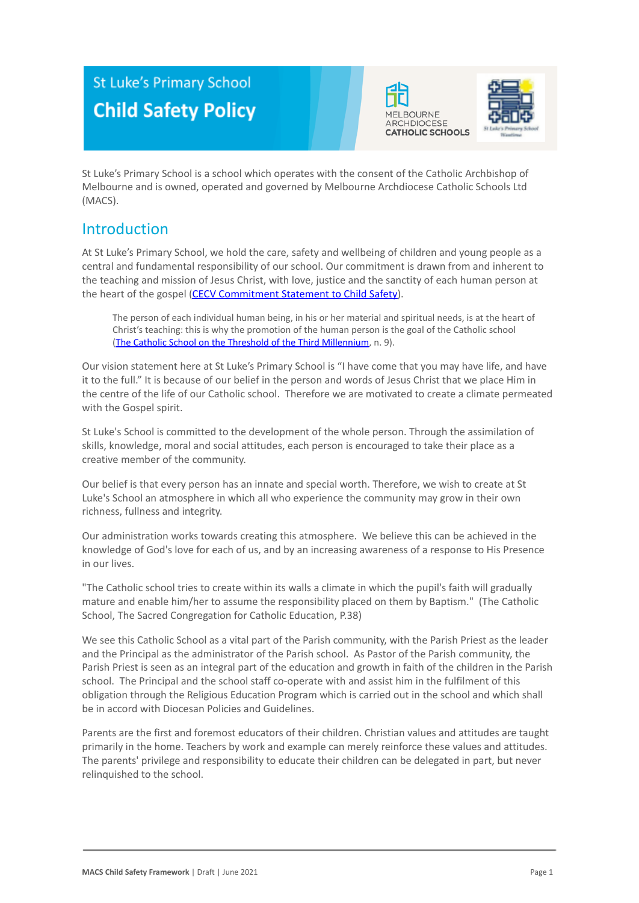# St Luke's Primary School
# Child Safety Policy

MELBOURNE ARCHDIOCESE CATHOLIC SCHOOLS

St Luke's Primary School is a school which operates with the consent of the Catholic Archbishop of Melbourne and is owned, operated and governed by Melbourne Archdiocese Catholic Schools Ltd (MACS).

## Introduction

At St Luke's Primary School, we hold the care, safety and wellbeing of children and young people as a central and fundamental responsibility of our school. Our commitment is drawn from and inherent to the teaching and mission of Jesus Christ, with love, justice and the sanctity of each human person at the heart of the gospel (CECV Commitment Statement to Child Safety).

> The person of each individual human being, in his or her material and spiritual needs, is at the heart of Christ's teaching: this is why the promotion of the human person is the goal of the Catholic school (The Catholic School on the Threshold of the Third Millennium, n. 9).

Our vision statement here at St Luke's Primary School is "I have come that you may have life, and have it to the full." It is because of our belief in the person and words of Jesus Christ that we place Him in the centre of the life of our Catholic school. Therefore we are motivated to create a climate permeated with the Gospel spirit.

St Luke's School is committed to the development of the whole person. Through the assimilation of skills, knowledge, moral and social attitudes, each person is encouraged to take their place as a creative member of the community.

Our belief is that every person has an innate and special worth. Therefore, we wish to create at St Luke's School an atmosphere in which all who experience the community may grow in their own richness, fullness and integrity.

Our administration works towards creating this atmosphere. We believe this can be achieved in the knowledge of God's love for each of us, and by an increasing awareness of a response to His Presence in our lives.

"The Catholic school tries to create within its walls a climate in which the pupil's faith will gradually mature and enable him/her to assume the responsibility placed on them by Baptism." (The Catholic School, The Sacred Congregation for Catholic Education, P.38)

We see this Catholic School as a vital part of the Parish community, with the Parish Priest as the leader and the Principal as the administrator of the Parish school. As Pastor of the Parish community, the Parish Priest is seen as an integral part of the education and growth in faith of the children in the Parish school. The Principal and the school staff co-operate with and assist him in the fulfilment of this obligation through the Religious Education Program which is carried out in the school and which shall be in accord with Diocesan Policies and Guidelines.

Parents are the first and foremost educators of their children. Christian values and attitudes are taught primarily in the home. Teachers by work and example can merely reinforce these values and attitudes. The parents' privilege and responsibility to educate their children can be delegated in part, but never relinquished to the school.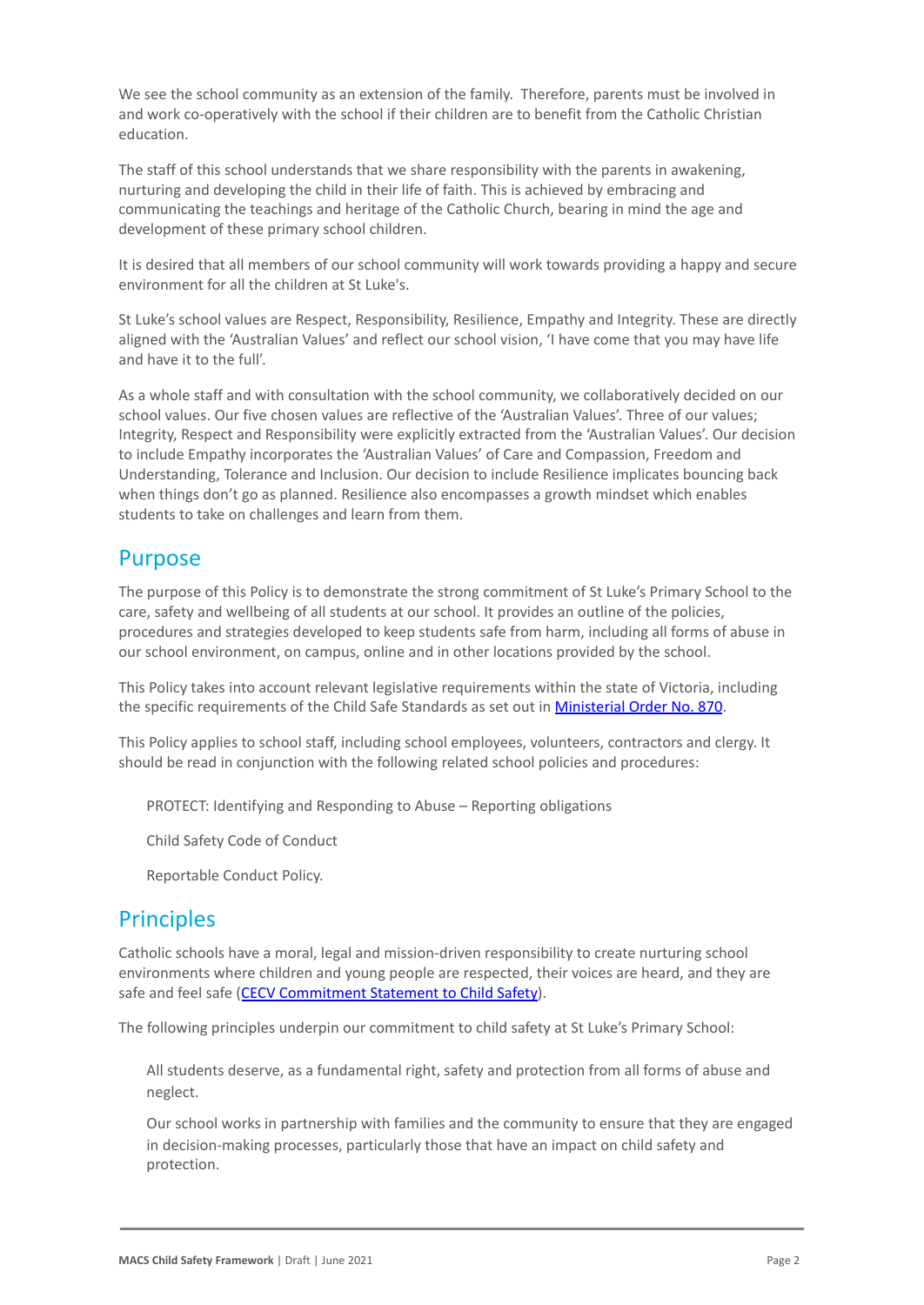We see the school community as an extension of the family. Therefore, parents must be involved in and work co-operatively with the school if their children are to benefit from the Catholic Christian education.

The staff of this school understands that we share responsibility with the parents in awakening, nurturing and developing the child in their life of faith. This is achieved by embracing and communicating the teachings and heritage of the Catholic Church, bearing in mind the age and development of these primary school children.

It is desired that all members of our school community will work towards providing a happy and secure environment for all the children at St Luke's.

St Luke's school values are Respect, Responsibility, Resilience, Empathy and Integrity. These are directly aligned with the 'Australian Values' and reflect our school vision, 'I have come that you may have life and have it to the full'.

As a whole staff and with consultation with the school community, we collaboratively decided on our school values. Our five chosen values are reflective of the 'Australian Values'. Three of our values; Integrity, Respect and Responsibility were explicitly extracted from the 'Australian Values'. Our decision to include Empathy incorporates the 'Australian Values' of Care and Compassion, Freedom and Understanding, Tolerance and Inclusion. Our decision to include Resilience implicates bouncing back when things don't go as planned. Resilience also encompasses a growth mindset which enables students to take on challenges and learn from them.

## Purpose

The purpose of this Policy is to demonstrate the strong commitment of St Luke's Primary School to the care, safety and wellbeing of all students at our school. It provides an outline of the policies, procedures and strategies developed to keep students safe from harm, including all forms of abuse in our school environment, on campus, online and in other locations provided by the school.

This Policy takes into account relevant legislative requirements within the state of Victoria, including the specific requirements of the Child Safe Standards as set out in Ministerial Order No. 870.

This Policy applies to school staff, including school employees, volunteers, contractors and clergy. It should be read in conjunction with the following related school policies and procedures:

- PROTECT: Identifying and Responding to Abuse – Reporting obligations
- Child Safety Code of Conduct
- Reportable Conduct Policy.

## Principles

Catholic schools have a moral, legal and mission-driven responsibility to create nurturing school environments where children and young people are respected, their voices are heard, and they are safe and feel safe (CECV Commitment Statement to Child Safety).

The following principles underpin our commitment to child safety at St Luke's Primary School:

- All students deserve, as a fundamental right, safety and protection from all forms of abuse and neglect.
- Our school works in partnership with families and the community to ensure that they are engaged in decision-making processes, particularly those that have an impact on child safety and protection.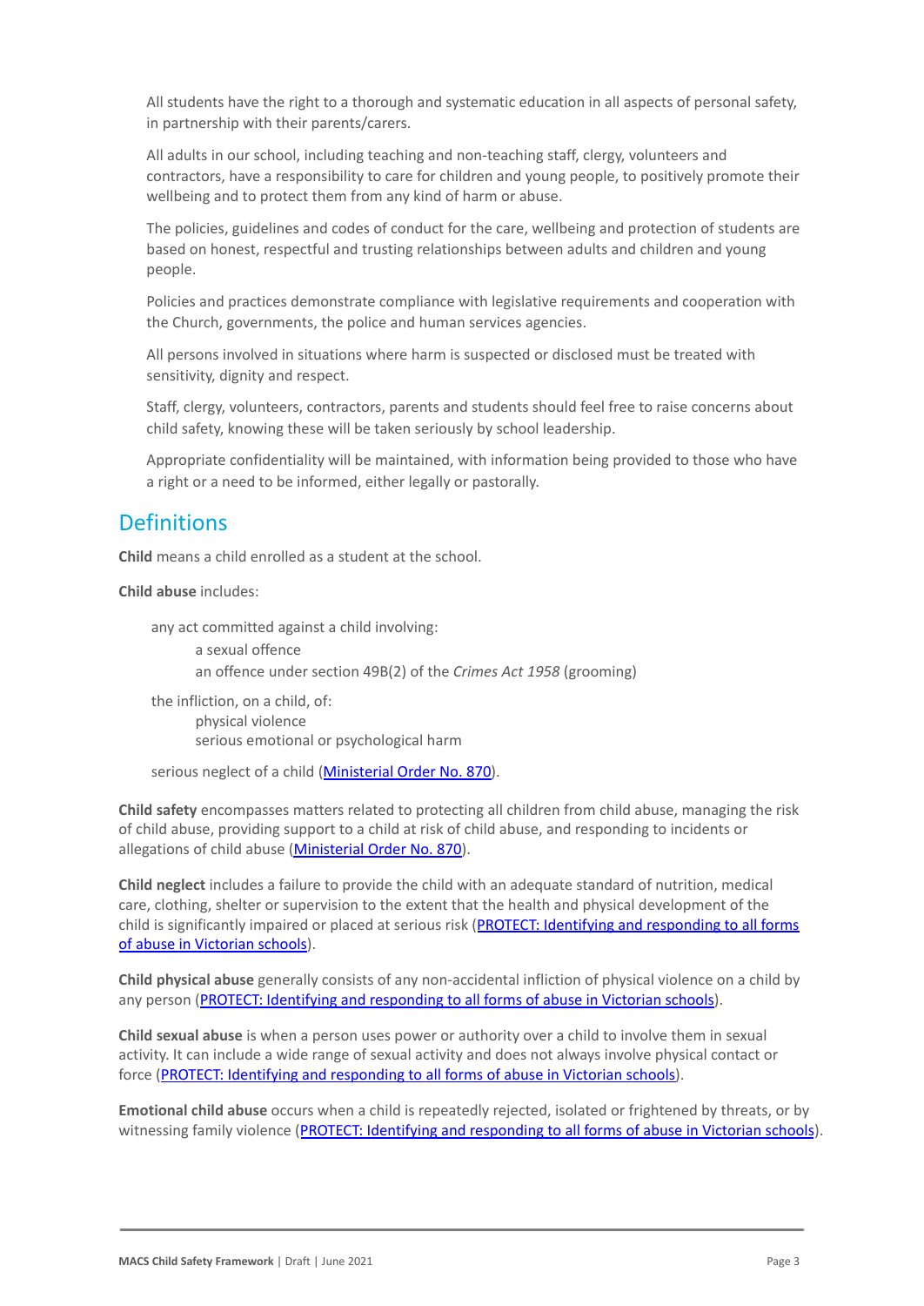All students have the right to a thorough and systematic education in all aspects of personal safety, in partnership with their parents/carers.

All adults in our school, including teaching and non-teaching staff, clergy, volunteers and contractors, have a responsibility to care for children and young people, to positively promote their wellbeing and to protect them from any kind of harm or abuse.

The policies, guidelines and codes of conduct for the care, wellbeing and protection of students are based on honest, respectful and trusting relationships between adults and children and young people.

Policies and practices demonstrate compliance with legislative requirements and cooperation with the Church, governments, the police and human services agencies.

All persons involved in situations where harm is suspected or disclosed must be treated with sensitivity, dignity and respect.

Staff, clergy, volunteers, contractors, parents and students should feel free to raise concerns about child safety, knowing these will be taken seriously by school leadership.

Appropriate confidentiality will be maintained, with information being provided to those who have a right or a need to be informed, either legally or pastorally.

## Definitions

**Child** means a child enrolled as a student at the school.

**Child abuse** includes:

- any act committed against a child involving:
  - a sexual offence
  - an offence under section 49B(2) of the *Crimes Act 1958* (grooming)
- the infliction, on a child, of:
  - physical violence
  - serious emotional or psychological harm
- serious neglect of a child (Ministerial Order No. 870).

**Child safety** encompasses matters related to protecting all children from child abuse, managing the risk of child abuse, providing support to a child at risk of child abuse, and responding to incidents or allegations of child abuse (Ministerial Order No. 870).

**Child neglect** includes a failure to provide the child with an adequate standard of nutrition, medical care, clothing, shelter or supervision to the extent that the health and physical development of the child is significantly impaired or placed at serious risk (PROTECT: Identifying and responding to all forms of abuse in Victorian schools).

**Child physical abuse** generally consists of any non-accidental infliction of physical violence on a child by any person (PROTECT: Identifying and responding to all forms of abuse in Victorian schools).

**Child sexual abuse** is when a person uses power or authority over a child to involve them in sexual activity. It can include a wide range of sexual activity and does not always involve physical contact or force (PROTECT: Identifying and responding to all forms of abuse in Victorian schools).

**Emotional child abuse** occurs when a child is repeatedly rejected, isolated or frightened by threats, or by witnessing family violence (PROTECT: Identifying and responding to all forms of abuse in Victorian schools).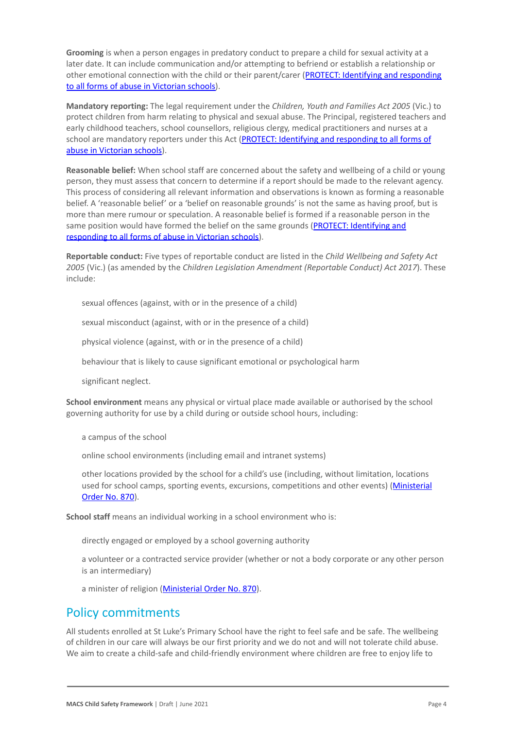**Grooming** is when a person engages in predatory conduct to prepare a child for sexual activity at a later date. It can include communication and/or attempting to befriend or establish a relationship or other emotional connection with the child or their parent/carer (PROTECT: Identifying and responding to all forms of abuse in Victorian schools).

**Mandatory reporting:** The legal requirement under the *Children, Youth and Families Act 2005* (Vic.) to protect children from harm relating to physical and sexual abuse. The Principal, registered teachers and early childhood teachers, school counsellors, religious clergy, medical practitioners and nurses at a school are mandatory reporters under this Act (PROTECT: Identifying and responding to all forms of abuse in Victorian schools).

**Reasonable belief:** When school staff are concerned about the safety and wellbeing of a child or young person, they must assess that concern to determine if a report should be made to the relevant agency. This process of considering all relevant information and observations is known as forming a reasonable belief. A 'reasonable belief' or a 'belief on reasonable grounds' is not the same as having proof, but is more than mere rumour or speculation. A reasonable belief is formed if a reasonable person in the same position would have formed the belief on the same grounds (PROTECT: Identifying and responding to all forms of abuse in Victorian schools).

**Reportable conduct:** Five types of reportable conduct are listed in the *Child Wellbeing and Safety Act 2005* (Vic.) (as amended by the *Children Legislation Amendment (Reportable Conduct) Act 2017*). These include:

- sexual offences (against, with or in the presence of a child)
- sexual misconduct (against, with or in the presence of a child)
- physical violence (against, with or in the presence of a child)
- behaviour that is likely to cause significant emotional or psychological harm
- significant neglect.

**School environment** means any physical or virtual place made available or authorised by the school governing authority for use by a child during or outside school hours, including:

- a campus of the school
- online school environments (including email and intranet systems)
- other locations provided by the school for a child's use (including, without limitation, locations used for school camps, sporting events, excursions, competitions and other events) (Ministerial Order No. 870).

**School staff** means an individual working in a school environment who is:

- directly engaged or employed by a school governing authority
- a volunteer or a contracted service provider (whether or not a body corporate or any other person is an intermediary)
- a minister of religion (Ministerial Order No. 870).

## Policy commitments

All students enrolled at St Luke's Primary School have the right to feel safe and be safe. The wellbeing of children in our care will always be our first priority and we do not and will not tolerate child abuse. We aim to create a child-safe and child-friendly environment where children are free to enjoy life to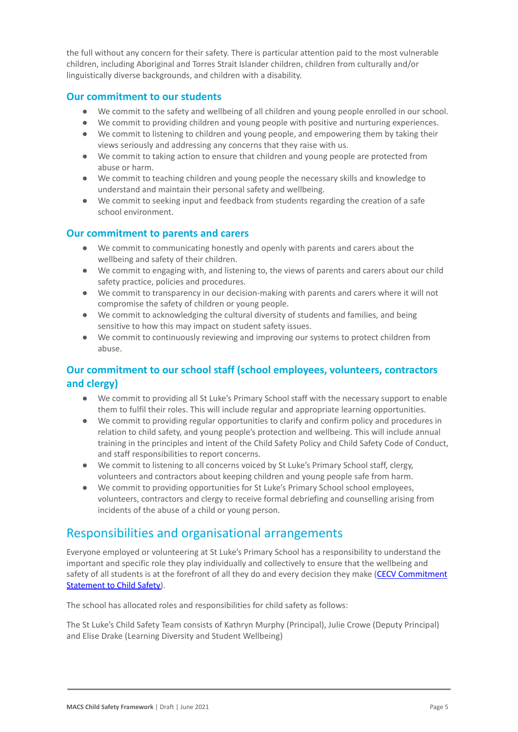the full without any concern for their safety. There is particular attention paid to the most vulnerable children, including Aboriginal and Torres Strait Islander children, children from culturally and/or linguistically diverse backgrounds, and children with a disability.

### Our commitment to our students

- We commit to the safety and wellbeing of all children and young people enrolled in our school.
- We commit to providing children and young people with positive and nurturing experiences.
- We commit to listening to children and young people, and empowering them by taking their views seriously and addressing any concerns that they raise with us.
- We commit to taking action to ensure that children and young people are protected from abuse or harm.
- We commit to teaching children and young people the necessary skills and knowledge to understand and maintain their personal safety and wellbeing.
- We commit to seeking input and feedback from students regarding the creation of a safe school environment.

### Our commitment to parents and carers

- We commit to communicating honestly and openly with parents and carers about the wellbeing and safety of their children.
- We commit to engaging with, and listening to, the views of parents and carers about our child safety practice, policies and procedures.
- We commit to transparency in our decision-making with parents and carers where it will not compromise the safety of children or young people.
- We commit to acknowledging the cultural diversity of students and families, and being sensitive to how this may impact on student safety issues.
- We commit to continuously reviewing and improving our systems to protect children from abuse.

### Our commitment to our school staff (school employees, volunteers, contractors and clergy)

- We commit to providing all St Luke's Primary School staff with the necessary support to enable them to fulfil their roles. This will include regular and appropriate learning opportunities.
- We commit to providing regular opportunities to clarify and confirm policy and procedures in relation to child safety, and young people's protection and wellbeing. This will include annual training in the principles and intent of the Child Safety Policy and Child Safety Code of Conduct, and staff responsibilities to report concerns.
- We commit to listening to all concerns voiced by St Luke's Primary School staff, clergy, volunteers and contractors about keeping children and young people safe from harm.
- We commit to providing opportunities for St Luke's Primary School school employees, volunteers, contractors and clergy to receive formal debriefing and counselling arising from incidents of the abuse of a child or young person.

## Responsibilities and organisational arrangements

Everyone employed or volunteering at St Luke's Primary School has a responsibility to understand the important and specific role they play individually and collectively to ensure that the wellbeing and safety of all students is at the forefront of all they do and every decision they make (CECV Commitment Statement to Child Safety).

The school has allocated roles and responsibilities for child safety as follows:

The St Luke's Child Safety Team consists of Kathryn Murphy (Principal), Julie Crowe (Deputy Principal) and Elise Drake (Learning Diversity and Student Wellbeing)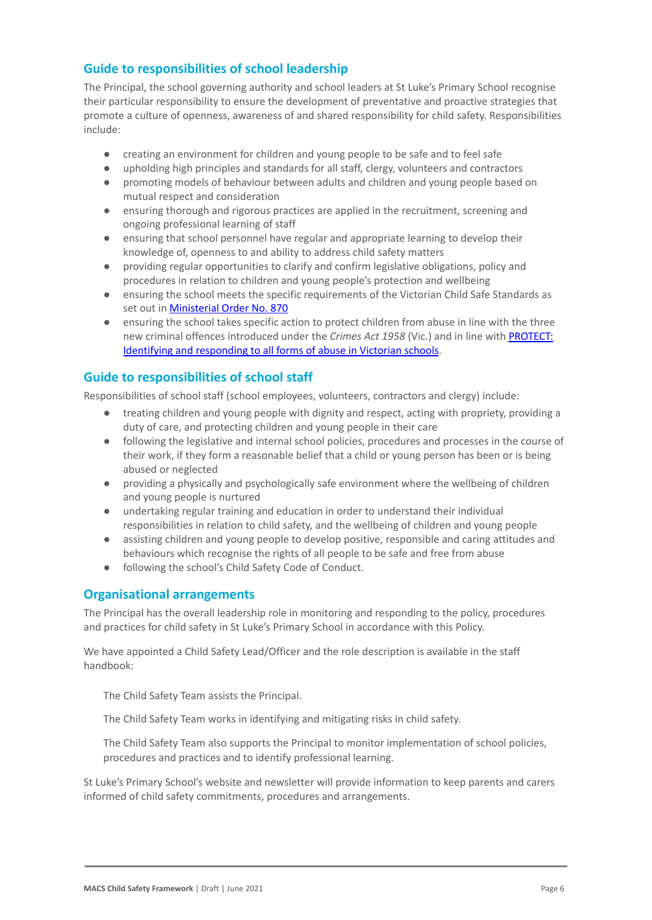## Guide to responsibilities of school leadership

The Principal, the school governing authority and school leaders at St Luke's Primary School recognise their particular responsibility to ensure the development of preventative and proactive strategies that promote a culture of openness, awareness of and shared responsibility for child safety. Responsibilities include:

- creating an environment for children and young people to be safe and to feel safe
- upholding high principles and standards for all staff, clergy, volunteers and contractors
- promoting models of behaviour between adults and children and young people based on mutual respect and consideration
- ensuring thorough and rigorous practices are applied in the recruitment, screening and ongoing professional learning of staff
- ensuring that school personnel have regular and appropriate learning to develop their knowledge of, openness to and ability to address child safety matters
- providing regular opportunities to clarify and confirm legislative obligations, policy and procedures in relation to children and young people's protection and wellbeing
- ensuring the school meets the specific requirements of the Victorian Child Safe Standards as set out in [Ministerial Order No. 870]
- ensuring the school takes specific action to protect children from abuse in line with the three new criminal offences introduced under the *Crimes Act 1958* (Vic.) and in line with [PROTECT: Identifying and responding to all forms of abuse in Victorian schools].

## Guide to responsibilities of school staff

Responsibilities of school staff (school employees, volunteers, contractors and clergy) include:

- treating children and young people with dignity and respect, acting with propriety, providing a duty of care, and protecting children and young people in their care
- following the legislative and internal school policies, procedures and processes in the course of their work, if they form a reasonable belief that a child or young person has been or is being abused or neglected
- providing a physically and psychologically safe environment where the wellbeing of children and young people is nurtured
- undertaking regular training and education in order to understand their individual responsibilities in relation to child safety, and the wellbeing of children and young people
- assisting children and young people to develop positive, responsible and caring attitudes and behaviours which recognise the rights of all people to be safe and free from abuse
- following the school's Child Safety Code of Conduct.

## Organisational arrangements

The Principal has the overall leadership role in monitoring and responding to the policy, procedures and practices for child safety in St Luke's Primary School in accordance with this Policy.

We have appointed a Child Safety Lead/Officer and the role description is available in the staff handbook:

The Child Safety Team assists the Principal.

The Child Safety Team works in identifying and mitigating risks in child safety.

The Child Safety Team also supports the Principal to monitor implementation of school policies, procedures and practices and to identify professional learning.

St Luke's Primary School's website and newsletter will provide information to keep parents and carers informed of child safety commitments, procedures and arrangements.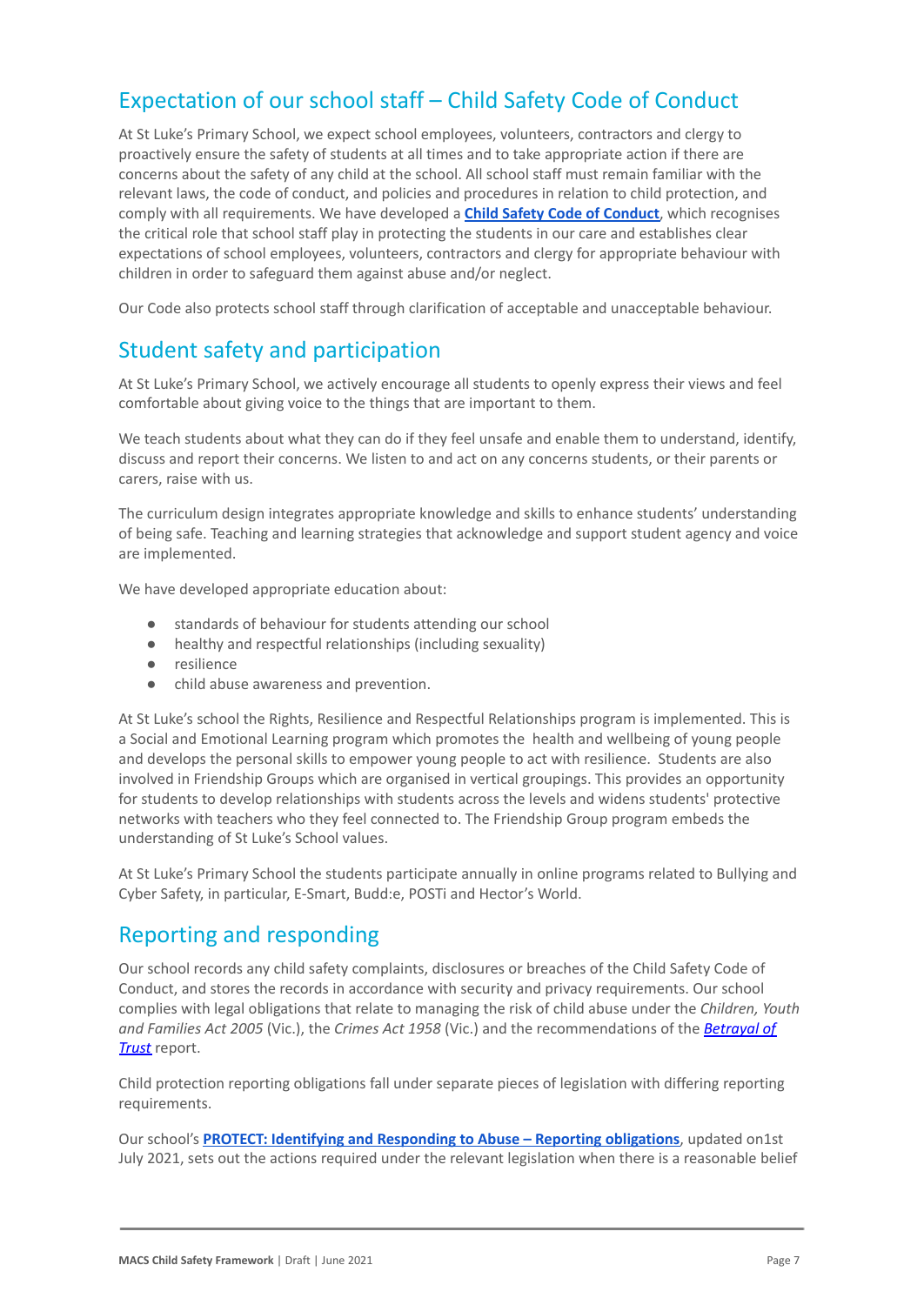## Expectation of our school staff – Child Safety Code of Conduct

At St Luke's Primary School, we expect school employees, volunteers, contractors and clergy to proactively ensure the safety of students at all times and to take appropriate action if there are concerns about the safety of any child at the school. All school staff must remain familiar with the relevant laws, the code of conduct, and policies and procedures in relation to child protection, and comply with all requirements. We have developed a **Child Safety Code of Conduct**, which recognises the critical role that school staff play in protecting the students in our care and establishes clear expectations of school employees, volunteers, contractors and clergy for appropriate behaviour with children in order to safeguard them against abuse and/or neglect.

Our Code also protects school staff through clarification of acceptable and unacceptable behaviour.

## Student safety and participation

At St Luke's Primary School, we actively encourage all students to openly express their views and feel comfortable about giving voice to the things that are important to them.

We teach students about what they can do if they feel unsafe and enable them to understand, identify, discuss and report their concerns. We listen to and act on any concerns students, or their parents or carers, raise with us.

The curriculum design integrates appropriate knowledge and skills to enhance students' understanding of being safe. Teaching and learning strategies that acknowledge and support student agency and voice are implemented.

We have developed appropriate education about:

- standards of behaviour for students attending our school
- healthy and respectful relationships (including sexuality)
- resilience
- child abuse awareness and prevention.

At St Luke's school the Rights, Resilience and Respectful Relationships program is implemented. This is a Social and Emotional Learning program which promotes the health and wellbeing of young people and develops the personal skills to empower young people to act with resilience. Students are also involved in Friendship Groups which are organised in vertical groupings. This provides an opportunity for students to develop relationships with students across the levels and widens students' protective networks with teachers who they feel connected to. The Friendship Group program embeds the understanding of St Luke's School values.

At St Luke's Primary School the students participate annually in online programs related to Bullying and Cyber Safety, in particular, E-Smart, Budd:e, POSTi and Hector's World.

## Reporting and responding

Our school records any child safety complaints, disclosures or breaches of the Child Safety Code of Conduct, and stores the records in accordance with security and privacy requirements. Our school complies with legal obligations that relate to managing the risk of child abuse under the *Children, Youth and Families Act 2005* (Vic.), the *Crimes Act 1958* (Vic.) and the recommendations of the ***Betrayal of Trust*** report.

Child protection reporting obligations fall under separate pieces of legislation with differing reporting requirements.

Our school's **PROTECT: Identifying and Responding to Abuse – Reporting obligations**, updated on1st July 2021, sets out the actions required under the relevant legislation when there is a reasonable belief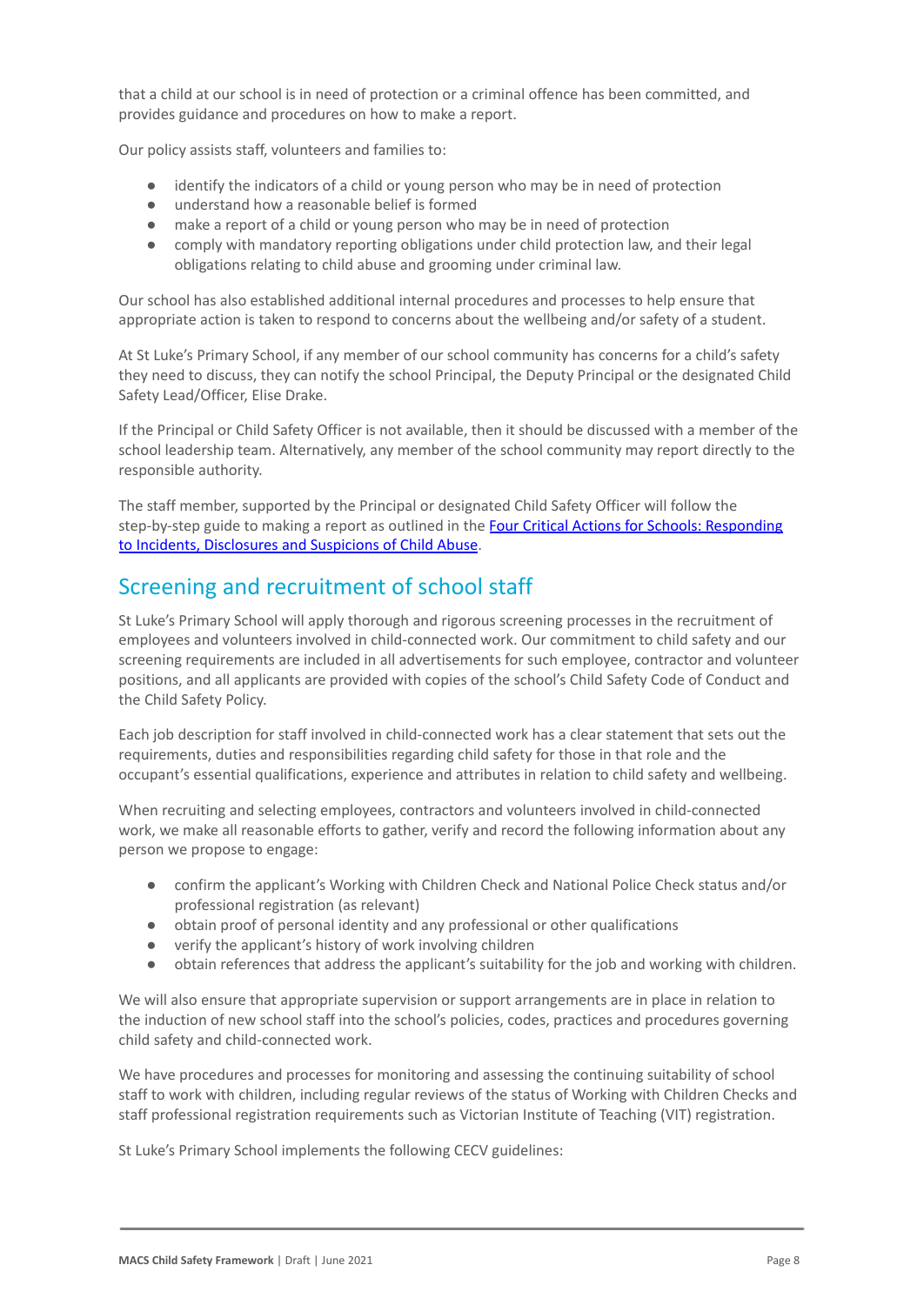that a child at our school is in need of protection or a criminal offence has been committed, and provides guidance and procedures on how to make a report.

Our policy assists staff, volunteers and families to:

- identify the indicators of a child or young person who may be in need of protection
- understand how a reasonable belief is formed
- make a report of a child or young person who may be in need of protection
- comply with mandatory reporting obligations under child protection law, and their legal obligations relating to child abuse and grooming under criminal law.

Our school has also established additional internal procedures and processes to help ensure that appropriate action is taken to respond to concerns about the wellbeing and/or safety of a student.

At St Luke's Primary School, if any member of our school community has concerns for a child's safety they need to discuss, they can notify the school Principal, the Deputy Principal or the designated Child Safety Lead/Officer, Elise Drake.

If the Principal or Child Safety Officer is not available, then it should be discussed with a member of the school leadership team. Alternatively, any member of the school community may report directly to the responsible authority.

The staff member, supported by the Principal or designated Child Safety Officer will follow the step-by-step guide to making a report as outlined in the [Four Critical Actions for Schools: Responding to Incidents, Disclosures and Suspicions of Child Abuse](#).

## Screening and recruitment of school staff

St Luke's Primary School will apply thorough and rigorous screening processes in the recruitment of employees and volunteers involved in child-connected work. Our commitment to child safety and our screening requirements are included in all advertisements for such employee, contractor and volunteer positions, and all applicants are provided with copies of the school's Child Safety Code of Conduct and the Child Safety Policy.

Each job description for staff involved in child-connected work has a clear statement that sets out the requirements, duties and responsibilities regarding child safety for those in that role and the occupant's essential qualifications, experience and attributes in relation to child safety and wellbeing.

When recruiting and selecting employees, contractors and volunteers involved in child-connected work, we make all reasonable efforts to gather, verify and record the following information about any person we propose to engage:

- confirm the applicant's Working with Children Check and National Police Check status and/or professional registration (as relevant)
- obtain proof of personal identity and any professional or other qualifications
- verify the applicant's history of work involving children
- obtain references that address the applicant's suitability for the job and working with children.

We will also ensure that appropriate supervision or support arrangements are in place in relation to the induction of new school staff into the school's policies, codes, practices and procedures governing child safety and child-connected work.

We have procedures and processes for monitoring and assessing the continuing suitability of school staff to work with children, including regular reviews of the status of Working with Children Checks and staff professional registration requirements such as Victorian Institute of Teaching (VIT) registration.

St Luke's Primary School implements the following CECV guidelines: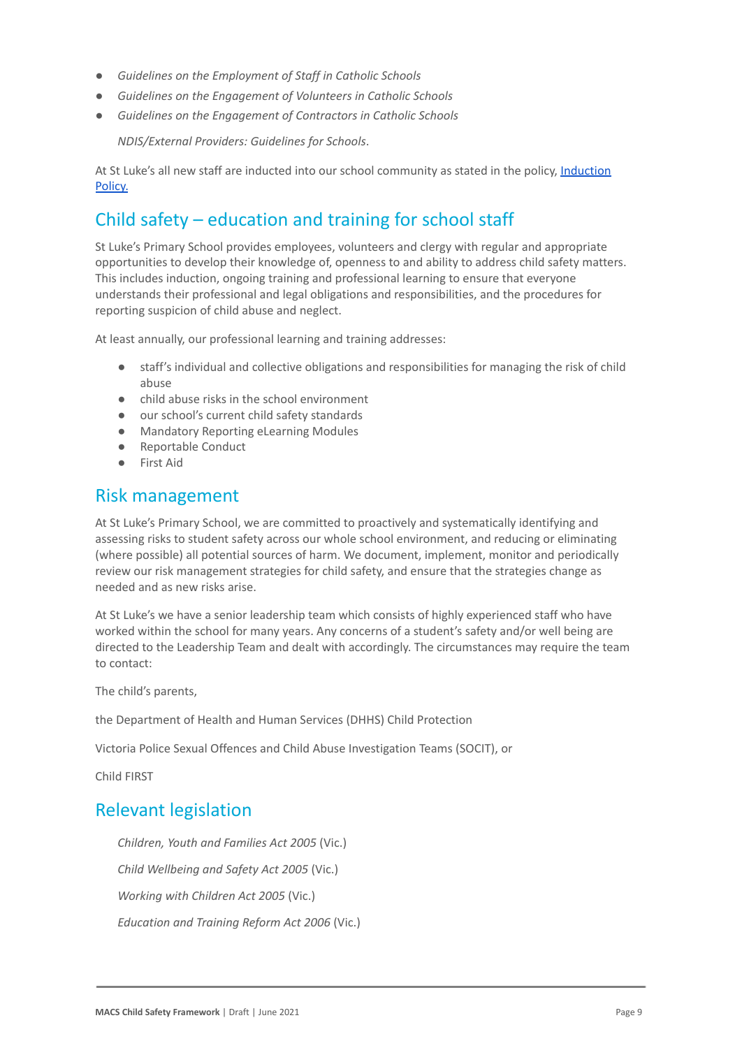- *Guidelines on the Employment of Staff in Catholic Schools*
- *Guidelines on the Engagement of Volunteers in Catholic Schools*
- *Guidelines on the Engagement of Contractors in Catholic Schools*

  *NDIS/External Providers: Guidelines for Schools*.

At St Luke's all new staff are inducted into our school community as stated in the policy, [Induction Policy.](#)

## Child safety – education and training for school staff

St Luke's Primary School provides employees, volunteers and clergy with regular and appropriate opportunities to develop their knowledge of, openness to and ability to address child safety matters. This includes induction, ongoing training and professional learning to ensure that everyone understands their professional and legal obligations and responsibilities, and the procedures for reporting suspicion of child abuse and neglect.

At least annually, our professional learning and training addresses:

- staff's individual and collective obligations and responsibilities for managing the risk of child abuse
- child abuse risks in the school environment
- our school's current child safety standards
- Mandatory Reporting eLearning Modules
- Reportable Conduct
- First Aid

## Risk management

At St Luke's Primary School, we are committed to proactively and systematically identifying and assessing risks to student safety across our whole school environment, and reducing or eliminating (where possible) all potential sources of harm. We document, implement, monitor and periodically review our risk management strategies for child safety, and ensure that the strategies change as needed and as new risks arise.

At St Luke's we have a senior leadership team which consists of highly experienced staff who have worked within the school for many years. Any concerns of a student's safety and/or well being are directed to the Leadership Team and dealt with accordingly. The circumstances may require the team to contact:

The child's parents,

the Department of Health and Human Services (DHHS) Child Protection

Victoria Police Sexual Offences and Child Abuse Investigation Teams (SOCIT), or

Child FIRST

## Relevant legislation

*Children, Youth and Families Act 2005* (Vic.)

*Child Wellbeing and Safety Act 2005* (Vic.)

*Working with Children Act 2005* (Vic.)

*Education and Training Reform Act 2006* (Vic.)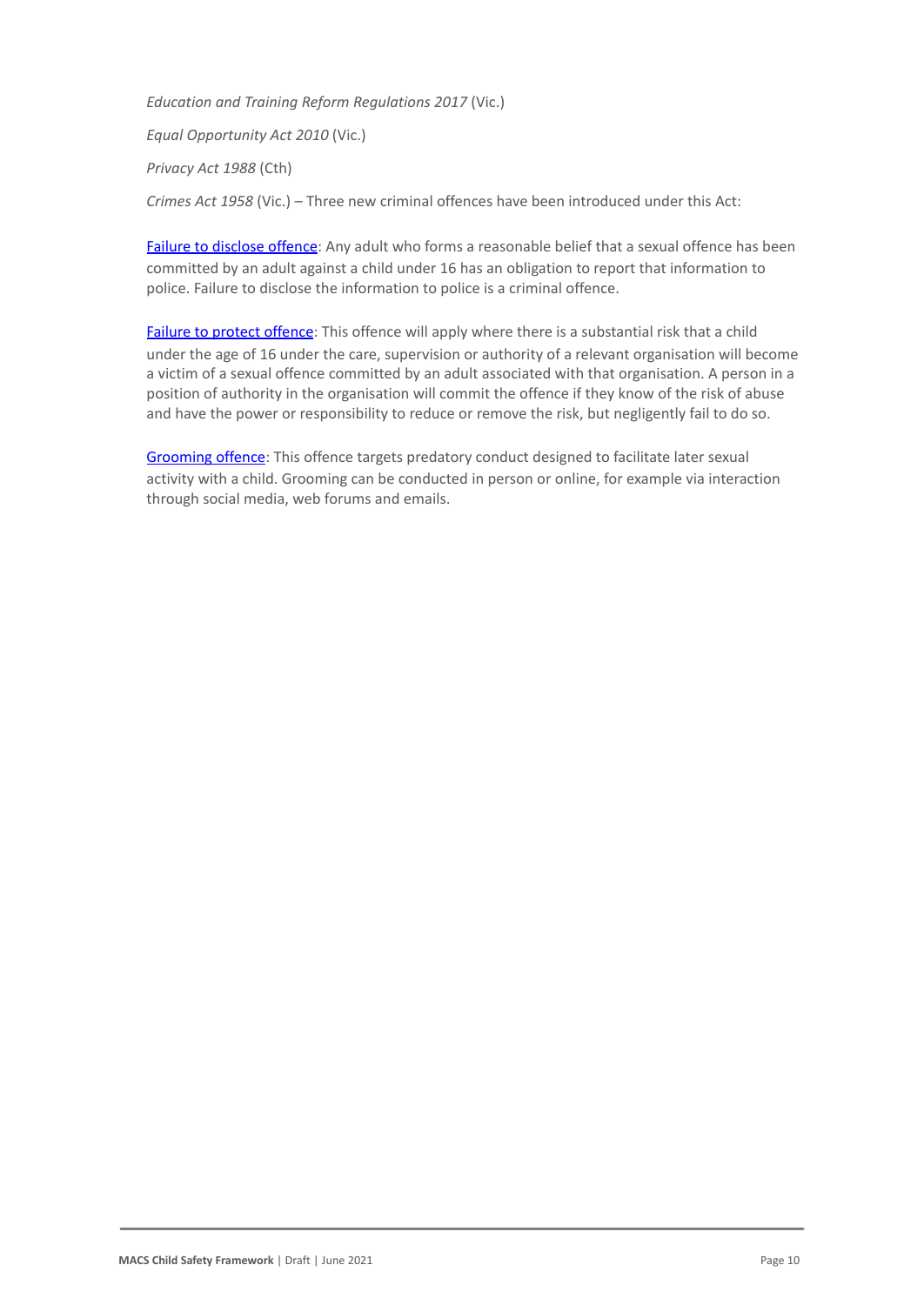*Education and Training Reform Regulations 2017* (Vic.)

*Equal Opportunity Act 2010* (Vic.)

*Privacy Act 1988* (Cth)

*Crimes Act 1958* (Vic.) – Three new criminal offences have been introduced under this Act:

Failure to disclose offence: Any adult who forms a reasonable belief that a sexual offence has been committed by an adult against a child under 16 has an obligation to report that information to police. Failure to disclose the information to police is a criminal offence.

Failure to protect offence: This offence will apply where there is a substantial risk that a child under the age of 16 under the care, supervision or authority of a relevant organisation will become a victim of a sexual offence committed by an adult associated with that organisation. A person in a position of authority in the organisation will commit the offence if they know of the risk of abuse and have the power or responsibility to reduce or remove the risk, but negligently fail to do so.

Grooming offence: This offence targets predatory conduct designed to facilitate later sexual activity with a child. Grooming can be conducted in person or online, for example via interaction through social media, web forums and emails.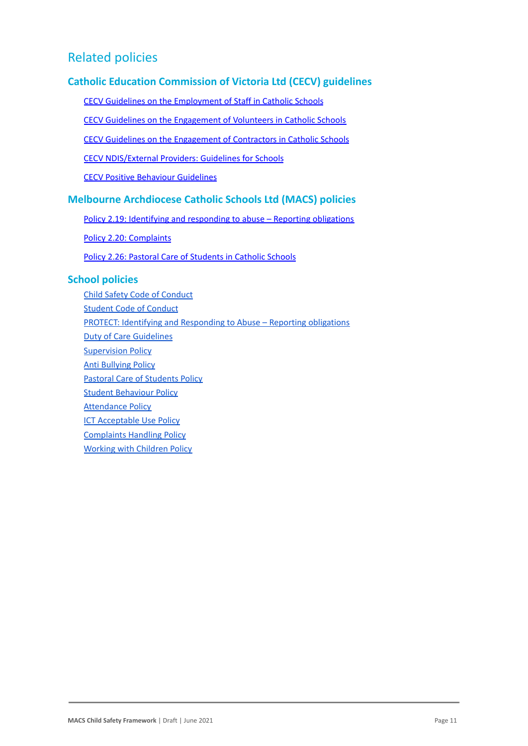# Related policies

## Catholic Education Commission of Victoria Ltd (CECV) guidelines

CECV Guidelines on the Employment of Staff in Catholic Schools

CECV Guidelines on the Engagement of Volunteers in Catholic Schools

CECV Guidelines on the Engagement of Contractors in Catholic Schools

CECV NDIS/External Providers: Guidelines for Schools

CECV Positive Behaviour Guidelines

## Melbourne Archdiocese Catholic Schools Ltd (MACS) policies

Policy 2.19: Identifying and responding to abuse – Reporting obligations

Policy 2.20: Complaints

Policy 2.26: Pastoral Care of Students in Catholic Schools

## School policies

Child Safety Code of Conduct
Student Code of Conduct
PROTECT: Identifying and Responding to Abuse – Reporting obligations
Duty of Care Guidelines
Supervision Policy
Anti Bullying Policy
Pastoral Care of Students Policy
Student Behaviour Policy
Attendance Policy
ICT Acceptable Use Policy
Complaints Handling Policy
Working with Children Policy